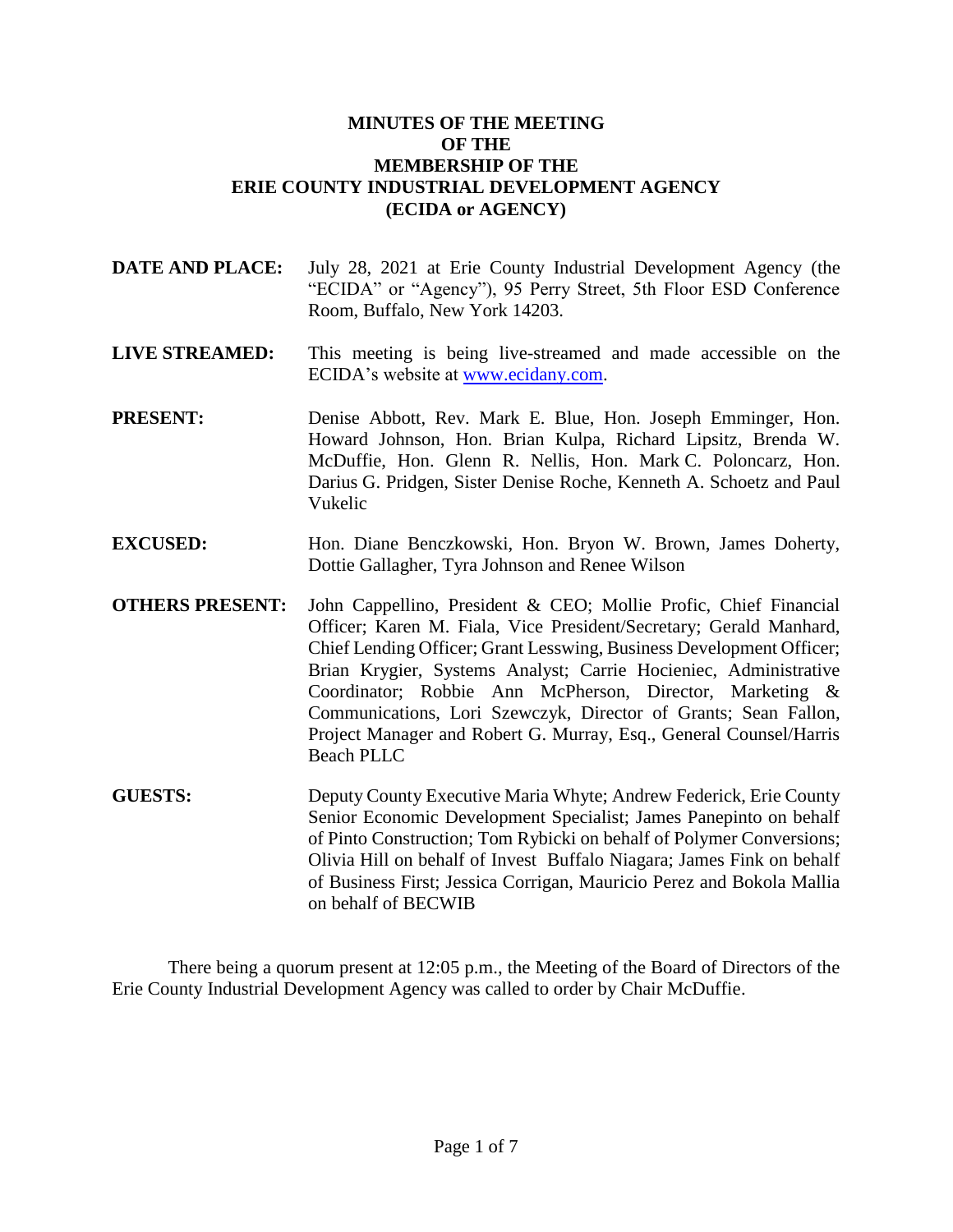# MINUTES OF THE MEETING OF THE MEMBERSHIP OF THE ERIE COUNTY INDUSTRIAL DEVELOPMENT AGENCY (ECIDA or AGENCY)

**DATE AND PLACE:** July 28, 2021 at Erie County Industrial Development Agency (the "ECIDA" or "Agency"), 95 Perry Street, 5th Floor ESD Conference Room, Buffalo, New York 14203.

**LIVE STREAMED:** This meeting is being live-streamed and made accessible on the ECIDA's website at www.ecidany.com.

**PRESENT:** Denise Abbott, Rev. Mark E. Blue, Hon. Joseph Emminger, Hon. Howard Johnson, Hon. Brian Kulpa, Richard Lipsitz, Brenda W. McDuffie, Hon. Glenn R. Nellis, Hon. Mark C. Poloncarz, Hon. Darius G. Pridgen, Sister Denise Roche, Kenneth A. Schoetz and Paul Vukelic

**EXCUSED:** Hon. Diane Benczkowski, Hon. Bryon W. Brown, James Doherty, Dottie Gallagher, Tyra Johnson and Renee Wilson

**OTHERS PRESENT:** John Cappellino, President & CEO; Mollie Profic, Chief Financial Officer; Karen M. Fiala, Vice President/Secretary; Gerald Manhard, Chief Lending Officer; Grant Lesswing, Business Development Officer; Brian Krygier, Systems Analyst; Carrie Hocieniec, Administrative Coordinator; Robbie Ann McPherson, Director, Marketing & Communications, Lori Szewczyk, Director of Grants; Sean Fallon, Project Manager and Robert G. Murray, Esq., General Counsel/Harris Beach PLLC

**GUESTS:** Deputy County Executive Maria Whyte; Andrew Federick, Erie County Senior Economic Development Specialist; James Panepinto on behalf of Pinto Construction; Tom Rybicki on behalf of Polymer Conversions; Olivia Hill on behalf of Invest Buffalo Niagara; James Fink on behalf of Business First; Jessica Corrigan, Mauricio Perez and Bokola Mallia on behalf of BECWIB

There being a quorum present at 12:05 p.m., the Meeting of the Board of Directors of the Erie County Industrial Development Agency was called to order by Chair McDuffie.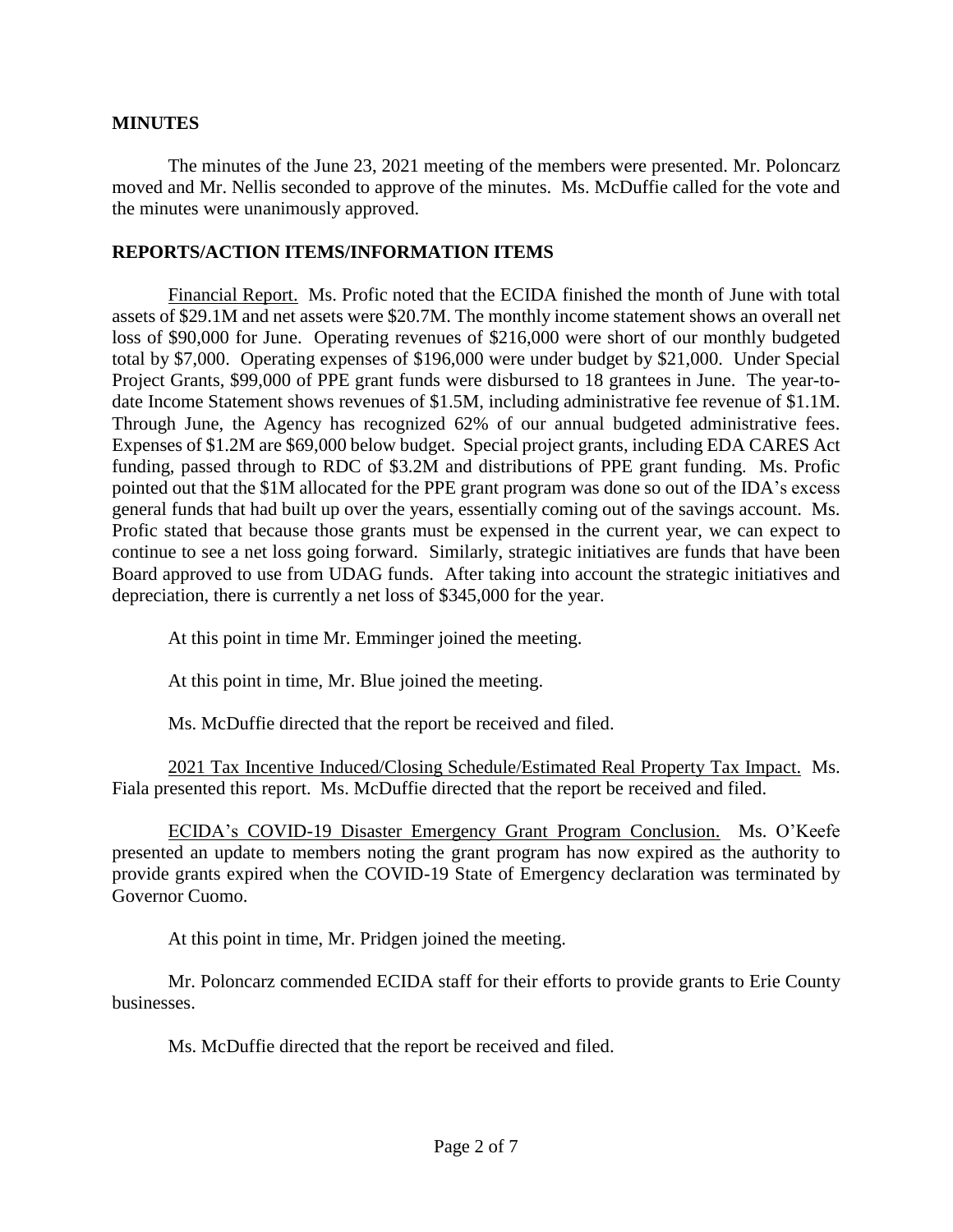## MINUTES

The minutes of the June 23, 2021 meeting of the members were presented. Mr. Poloncarz moved and Mr. Nellis seconded to approve of the minutes. Ms. McDuffie called for the vote and the minutes were unanimously approved.

## REPORTS/ACTION ITEMS/INFORMATION ITEMS

Financial Report. Ms. Profic noted that the ECIDA finished the month of June with total assets of $29.1M and net assets were $20.7M. The monthly income statement shows an overall net loss of $90,000 for June. Operating revenues of $216,000 were short of our monthly budgeted total by $7,000. Operating expenses of $196,000 were under budget by $21,000. Under Special Project Grants, $99,000 of PPE grant funds were disbursed to 18 grantees in June. The year-to-date Income Statement shows revenues of $1.5M, including administrative fee revenue of $1.1M. Through June, the Agency has recognized 62% of our annual budgeted administrative fees. Expenses of $1.2M are $69,000 below budget. Special project grants, including EDA CARES Act funding, passed through to RDC of $3.2M and distributions of PPE grant funding. Ms. Profic pointed out that the $1M allocated for the PPE grant program was done so out of the IDA's excess general funds that had built up over the years, essentially coming out of the savings account. Ms. Profic stated that because those grants must be expensed in the current year, we can expect to continue to see a net loss going forward. Similarly, strategic initiatives are funds that have been Board approved to use from UDAG funds. After taking into account the strategic initiatives and depreciation, there is currently a net loss of $345,000 for the year.

At this point in time Mr. Emminger joined the meeting.

At this point in time, Mr. Blue joined the meeting.

Ms. McDuffie directed that the report be received and filed.

2021 Tax Incentive Induced/Closing Schedule/Estimated Real Property Tax Impact. Ms. Fiala presented this report. Ms. McDuffie directed that the report be received and filed.

ECIDA's COVID-19 Disaster Emergency Grant Program Conclusion. Ms. O'Keefe presented an update to members noting the grant program has now expired as the authority to provide grants expired when the COVID-19 State of Emergency declaration was terminated by Governor Cuomo.

At this point in time, Mr. Pridgen joined the meeting.

Mr. Poloncarz commended ECIDA staff for their efforts to provide grants to Erie County businesses.

Ms. McDuffie directed that the report be received and filed.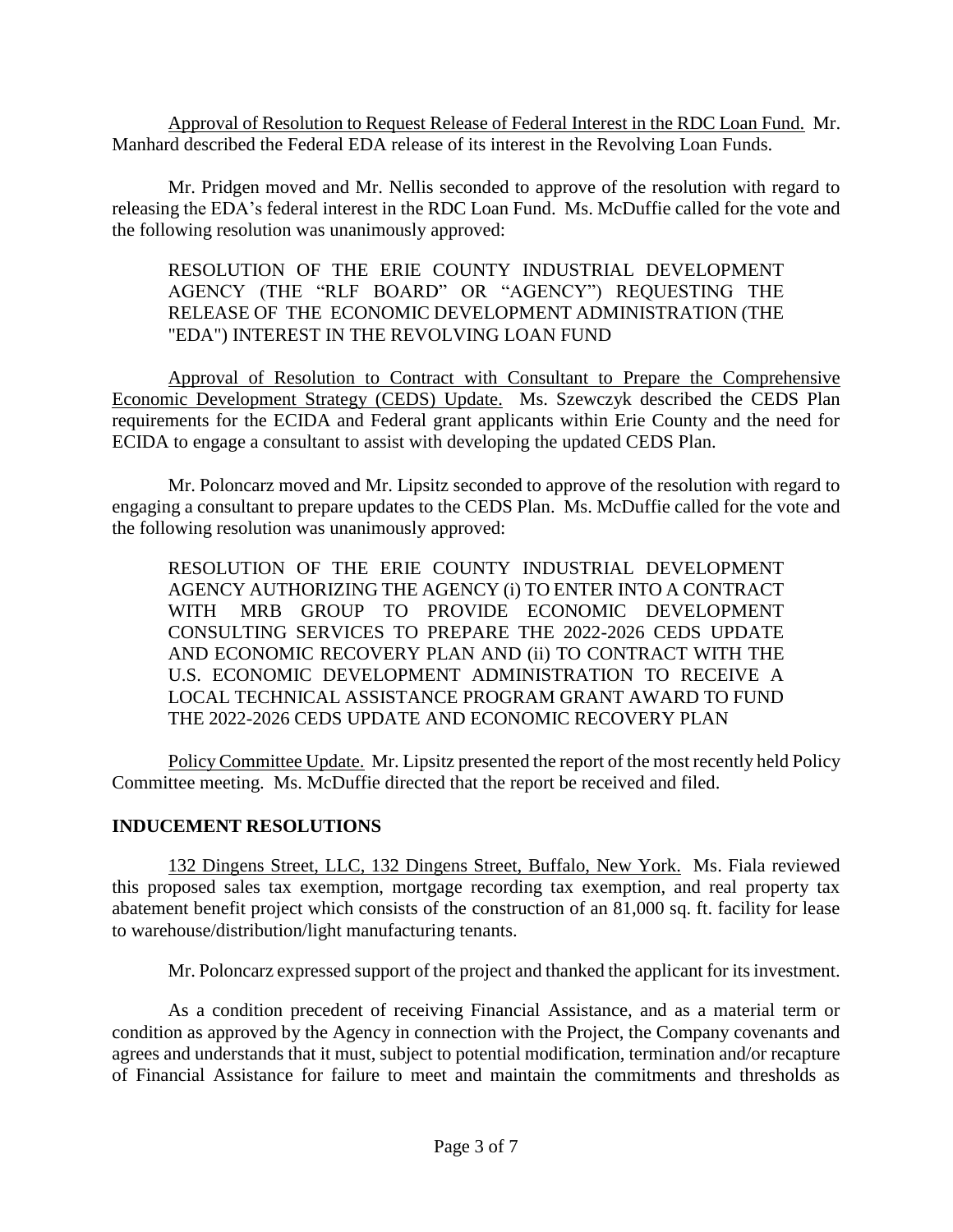<u>Approval of Resolution to Request Release of Federal Interest in the RDC Loan Fund.</u> Mr. Manhard described the Federal EDA release of its interest in the Revolving Loan Funds.

Mr. Pridgen moved and Mr. Nellis seconded to approve of the resolution with regard to releasing the EDA's federal interest in the RDC Loan Fund. Ms. McDuffie called for the vote and the following resolution was unanimously approved:

> RESOLUTION OF THE ERIE COUNTY INDUSTRIAL DEVELOPMENT AGENCY (THE "RLF BOARD" OR "AGENCY") REQUESTING THE RELEASE OF THE ECONOMIC DEVELOPMENT ADMINISTRATION (THE "EDA") INTEREST IN THE REVOLVING LOAN FUND

<u>Approval of Resolution to Contract with Consultant to Prepare the Comprehensive Economic Development Strategy (CEDS) Update.</u> Ms. Szewczyk described the CEDS Plan requirements for the ECIDA and Federal grant applicants within Erie County and the need for ECIDA to engage a consultant to assist with developing the updated CEDS Plan.

Mr. Poloncarz moved and Mr. Lipsitz seconded to approve of the resolution with regard to engaging a consultant to prepare updates to the CEDS Plan. Ms. McDuffie called for the vote and the following resolution was unanimously approved:

> RESOLUTION OF THE ERIE COUNTY INDUSTRIAL DEVELOPMENT AGENCY AUTHORIZING THE AGENCY (i) TO ENTER INTO A CONTRACT WITH MRB GROUP TO PROVIDE ECONOMIC DEVELOPMENT CONSULTING SERVICES TO PREPARE THE 2022-2026 CEDS UPDATE AND ECONOMIC RECOVERY PLAN AND (ii) TO CONTRACT WITH THE U.S. ECONOMIC DEVELOPMENT ADMINISTRATION TO RECEIVE A LOCAL TECHNICAL ASSISTANCE PROGRAM GRANT AWARD TO FUND THE 2022-2026 CEDS UPDATE AND ECONOMIC RECOVERY PLAN

<u>Policy Committee Update.</u> Mr. Lipsitz presented the report of the most recently held Policy Committee meeting. Ms. McDuffie directed that the report be received and filed.

## INDUCEMENT RESOLUTIONS

<u>132 Dingens Street, LLC, 132 Dingens Street, Buffalo, New York.</u> Ms. Fiala reviewed this proposed sales tax exemption, mortgage recording tax exemption, and real property tax abatement benefit project which consists of the construction of an 81,000 sq. ft. facility for lease to warehouse/distribution/light manufacturing tenants.

Mr. Poloncarz expressed support of the project and thanked the applicant for its investment.

As a condition precedent of receiving Financial Assistance, and as a material term or condition as approved by the Agency in connection with the Project, the Company covenants and agrees and understands that it must, subject to potential modification, termination and/or recapture of Financial Assistance for failure to meet and maintain the commitments and thresholds as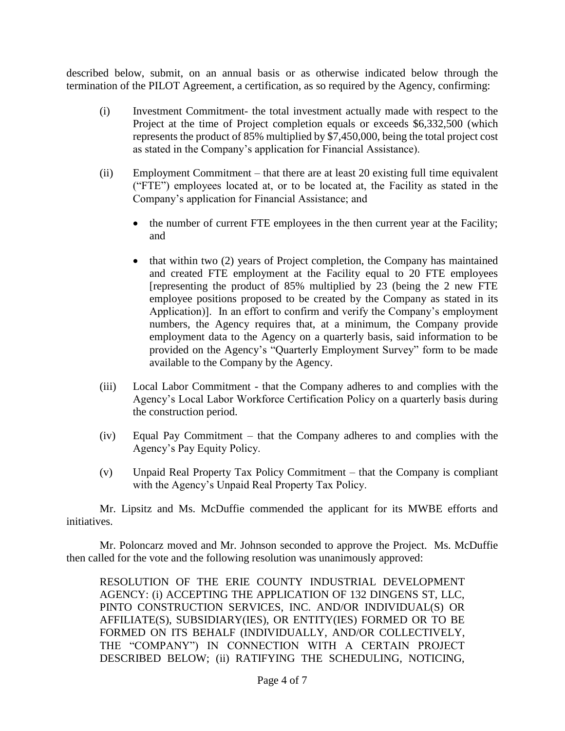described below, submit, on an annual basis or as otherwise indicated below through the termination of the PILOT Agreement, a certification, as so required by the Agency, confirming:

(i) Investment Commitment- the total investment actually made with respect to the Project at the time of Project completion equals or exceeds $6,332,500 (which represents the product of 85% multiplied by $7,450,000, being the total project cost as stated in the Company's application for Financial Assistance).

(ii) Employment Commitment – that there are at least 20 existing full time equivalent ("FTE") employees located at, or to be located at, the Facility as stated in the Company's application for Financial Assistance; and

- the number of current FTE employees in the then current year at the Facility; and

- that within two (2) years of Project completion, the Company has maintained and created FTE employment at the Facility equal to 20 FTE employees [representing the product of 85% multiplied by 23 (being the 2 new FTE employee positions proposed to be created by the Company as stated in its Application)]. In an effort to confirm and verify the Company's employment numbers, the Agency requires that, at a minimum, the Company provide employment data to the Agency on a quarterly basis, said information to be provided on the Agency's "Quarterly Employment Survey" form to be made available to the Company by the Agency.

(iii) Local Labor Commitment - that the Company adheres to and complies with the Agency's Local Labor Workforce Certification Policy on a quarterly basis during the construction period.

(iv) Equal Pay Commitment – that the Company adheres to and complies with the Agency's Pay Equity Policy.

(v) Unpaid Real Property Tax Policy Commitment – that the Company is compliant with the Agency's Unpaid Real Property Tax Policy.

Mr. Lipsitz and Ms. McDuffie commended the applicant for its MWBE efforts and initiatives.

Mr. Poloncarz moved and Mr. Johnson seconded to approve the Project. Ms. McDuffie then called for the vote and the following resolution was unanimously approved:

RESOLUTION OF THE ERIE COUNTY INDUSTRIAL DEVELOPMENT AGENCY: (i) ACCEPTING THE APPLICATION OF 132 DINGENS ST, LLC, PINTO CONSTRUCTION SERVICES, INC. AND/OR INDIVIDUAL(S) OR AFFILIATE(S), SUBSIDIARY(IES), OR ENTITY(IES) FORMED OR TO BE FORMED ON ITS BEHALF (INDIVIDUALLY, AND/OR COLLECTIVELY, THE "COMPANY") IN CONNECTION WITH A CERTAIN PROJECT DESCRIBED BELOW; (ii) RATIFYING THE SCHEDULING, NOTICING,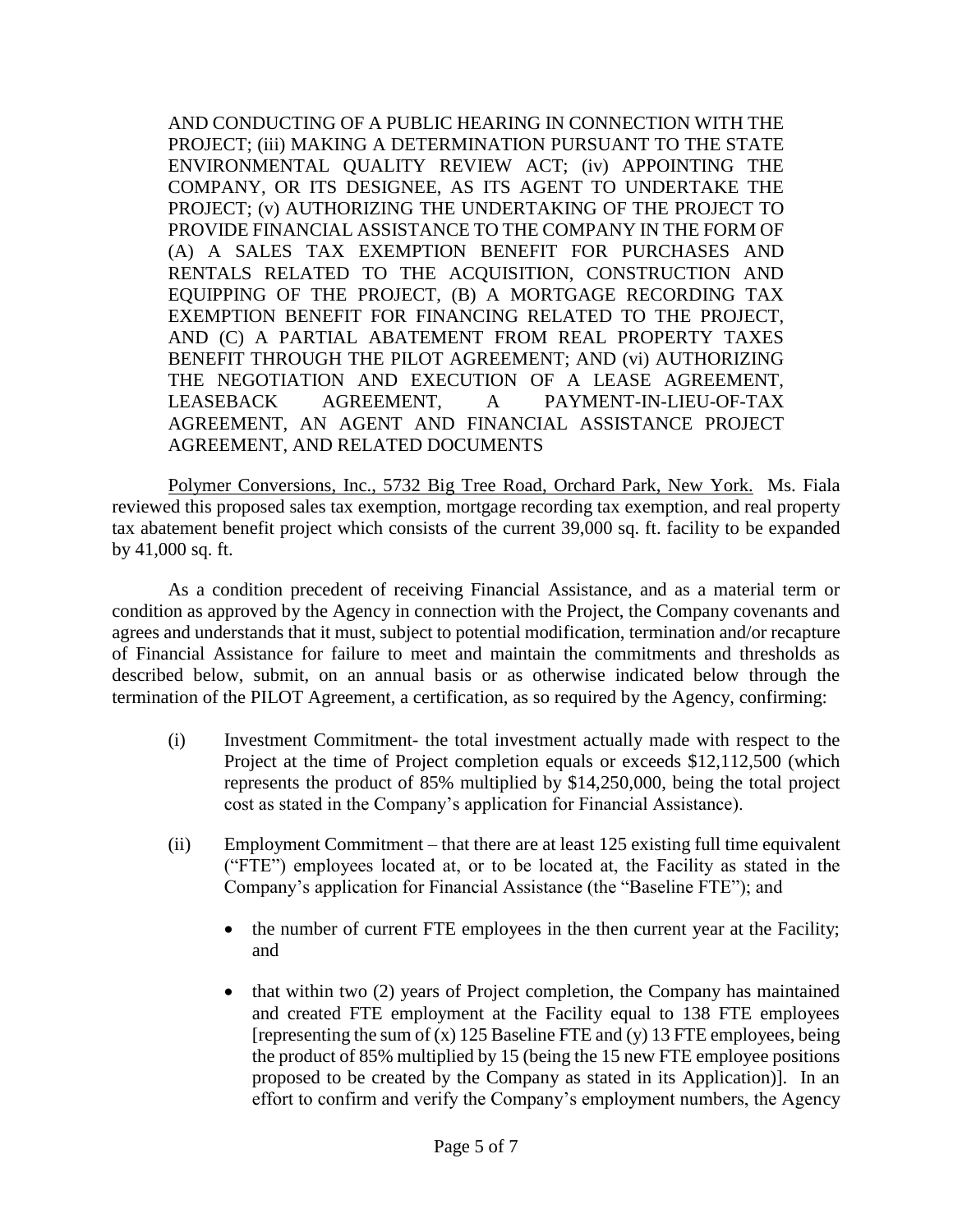AND CONDUCTING OF A PUBLIC HEARING IN CONNECTION WITH THE PROJECT; (iii) MAKING A DETERMINATION PURSUANT TO THE STATE ENVIRONMENTAL QUALITY REVIEW ACT; (iv) APPOINTING THE COMPANY, OR ITS DESIGNEE, AS ITS AGENT TO UNDERTAKE THE PROJECT; (v) AUTHORIZING THE UNDERTAKING OF THE PROJECT TO PROVIDE FINANCIAL ASSISTANCE TO THE COMPANY IN THE FORM OF (A) A SALES TAX EXEMPTION BENEFIT FOR PURCHASES AND RENTALS RELATED TO THE ACQUISITION, CONSTRUCTION AND EQUIPPING OF THE PROJECT, (B) A MORTGAGE RECORDING TAX EXEMPTION BENEFIT FOR FINANCING RELATED TO THE PROJECT, AND (C) A PARTIAL ABATEMENT FROM REAL PROPERTY TAXES BENEFIT THROUGH THE PILOT AGREEMENT; AND (vi) AUTHORIZING THE NEGOTIATION AND EXECUTION OF A LEASE AGREEMENT, LEASEBACK AGREEMENT, A PAYMENT-IN-LIEU-OF-TAX AGREEMENT, AN AGENT AND FINANCIAL ASSISTANCE PROJECT AGREEMENT, AND RELATED DOCUMENTS

Polymer Conversions, Inc., 5732 Big Tree Road, Orchard Park, New York. Ms. Fiala reviewed this proposed sales tax exemption, mortgage recording tax exemption, and real property tax abatement benefit project which consists of the current 39,000 sq. ft. facility to be expanded by 41,000 sq. ft.

As a condition precedent of receiving Financial Assistance, and as a material term or condition as approved by the Agency in connection with the Project, the Company covenants and agrees and understands that it must, subject to potential modification, termination and/or recapture of Financial Assistance for failure to meet and maintain the commitments and thresholds as described below, submit, on an annual basis or as otherwise indicated below through the termination of the PILOT Agreement, a certification, as so required by the Agency, confirming:

(i) Investment Commitment- the total investment actually made with respect to the Project at the time of Project completion equals or exceeds $12,112,500 (which represents the product of 85% multiplied by $14,250,000, being the total project cost as stated in the Company's application for Financial Assistance).

(ii) Employment Commitment – that there are at least 125 existing full time equivalent ("FTE") employees located at, or to be located at, the Facility as stated in the Company's application for Financial Assistance (the "Baseline FTE"); and

- the number of current FTE employees in the then current year at the Facility; and
- that within two (2) years of Project completion, the Company has maintained and created FTE employment at the Facility equal to 138 FTE employees [representing the sum of (x) 125 Baseline FTE and (y) 13 FTE employees, being the product of 85% multiplied by 15 (being the 15 new FTE employee positions proposed to be created by the Company as stated in its Application)]. In an effort to confirm and verify the Company's employment numbers, the Agency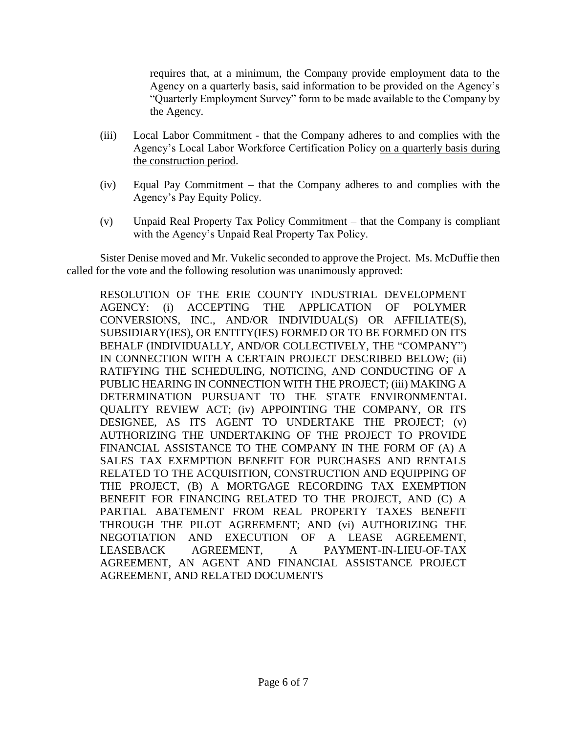requires that, at a minimum, the Company provide employment data to the Agency on a quarterly basis, said information to be provided on the Agency's "Quarterly Employment Survey" form to be made available to the Company by the Agency.

(iii) Local Labor Commitment - that the Company adheres to and complies with the Agency's Local Labor Workforce Certification Policy <u>on a quarterly basis during the construction period</u>.

(iv) Equal Pay Commitment – that the Company adheres to and complies with the Agency's Pay Equity Policy.

(v) Unpaid Real Property Tax Policy Commitment – that the Company is compliant with the Agency's Unpaid Real Property Tax Policy.

Sister Denise moved and Mr. Vukelic seconded to approve the Project. Ms. McDuffie then called for the vote and the following resolution was unanimously approved:

RESOLUTION OF THE ERIE COUNTY INDUSTRIAL DEVELOPMENT AGENCY: (i) ACCEPTING THE APPLICATION OF POLYMER CONVERSIONS, INC., AND/OR INDIVIDUAL(S) OR AFFILIATE(S), SUBSIDIARY(IES), OR ENTITY(IES) FORMED OR TO BE FORMED ON ITS BEHALF (INDIVIDUALLY, AND/OR COLLECTIVELY, THE "COMPANY") IN CONNECTION WITH A CERTAIN PROJECT DESCRIBED BELOW; (ii) RATIFYING THE SCHEDULING, NOTICING, AND CONDUCTING OF A PUBLIC HEARING IN CONNECTION WITH THE PROJECT; (iii) MAKING A DETERMINATION PURSUANT TO THE STATE ENVIRONMENTAL QUALITY REVIEW ACT; (iv) APPOINTING THE COMPANY, OR ITS DESIGNEE, AS ITS AGENT TO UNDERTAKE THE PROJECT; (v) AUTHORIZING THE UNDERTAKING OF THE PROJECT TO PROVIDE FINANCIAL ASSISTANCE TO THE COMPANY IN THE FORM OF (A) A SALES TAX EXEMPTION BENEFIT FOR PURCHASES AND RENTALS RELATED TO THE ACQUISITION, CONSTRUCTION AND EQUIPPING OF THE PROJECT, (B) A MORTGAGE RECORDING TAX EXEMPTION BENEFIT FOR FINANCING RELATED TO THE PROJECT, AND (C) A PARTIAL ABATEMENT FROM REAL PROPERTY TAXES BENEFIT THROUGH THE PILOT AGREEMENT; AND (vi) AUTHORIZING THE NEGOTIATION AND EXECUTION OF A LEASE AGREEMENT, LEASEBACK AGREEMENT, A PAYMENT-IN-LIEU-OF-TAX AGREEMENT, AN AGENT AND FINANCIAL ASSISTANCE PROJECT AGREEMENT, AND RELATED DOCUMENTS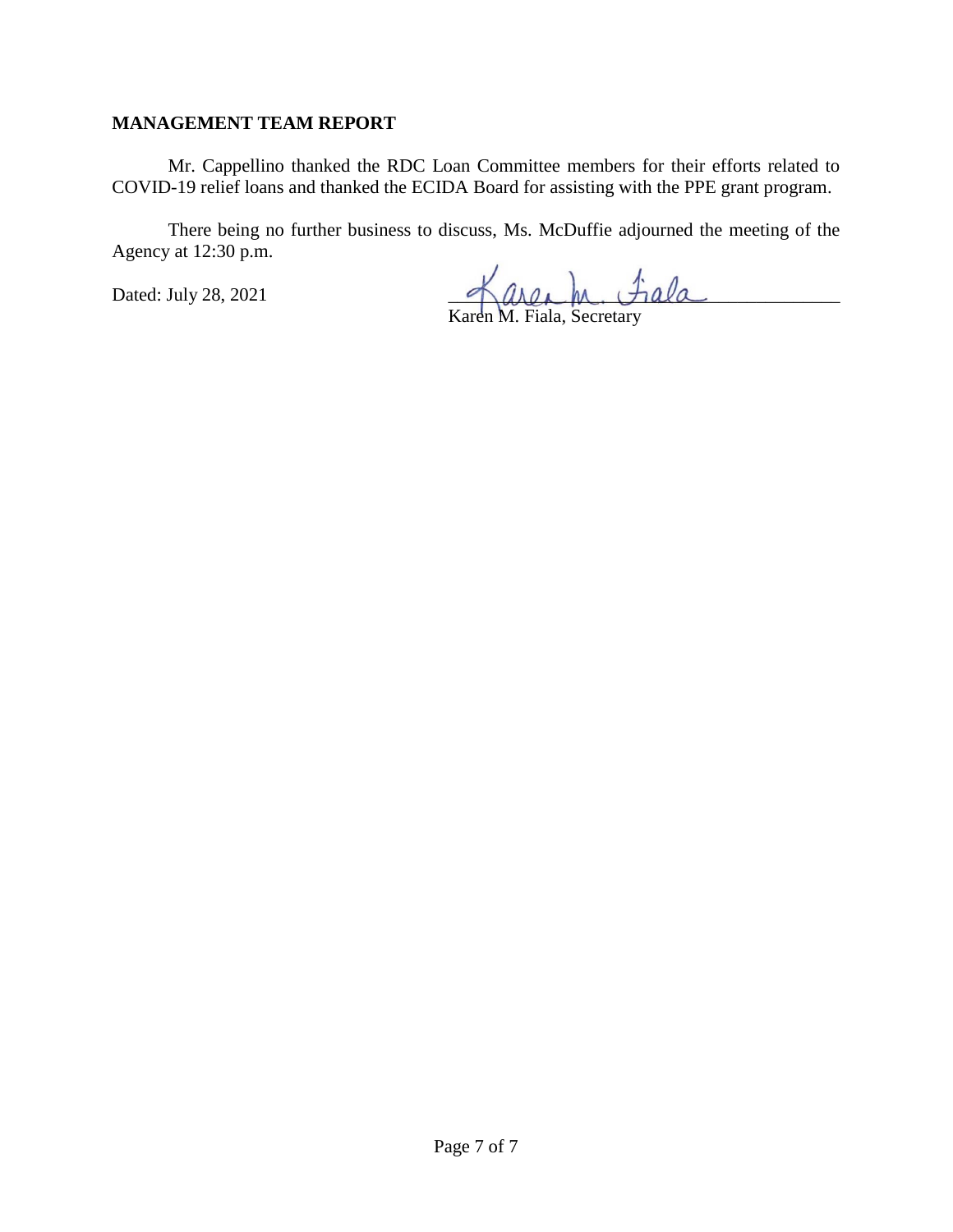**MANAGEMENT TEAM REPORT**

Mr. Cappellino thanked the RDC Loan Committee members for their efforts related to COVID-19 relief loans and thanked the ECIDA Board for assisting with the PPE grant program.

There being no further business to discuss, Ms. McDuffie adjourned the meeting of the Agency at 12:30 p.m.

Dated: July 28, 2021

Karen M. Fiala, Secretary